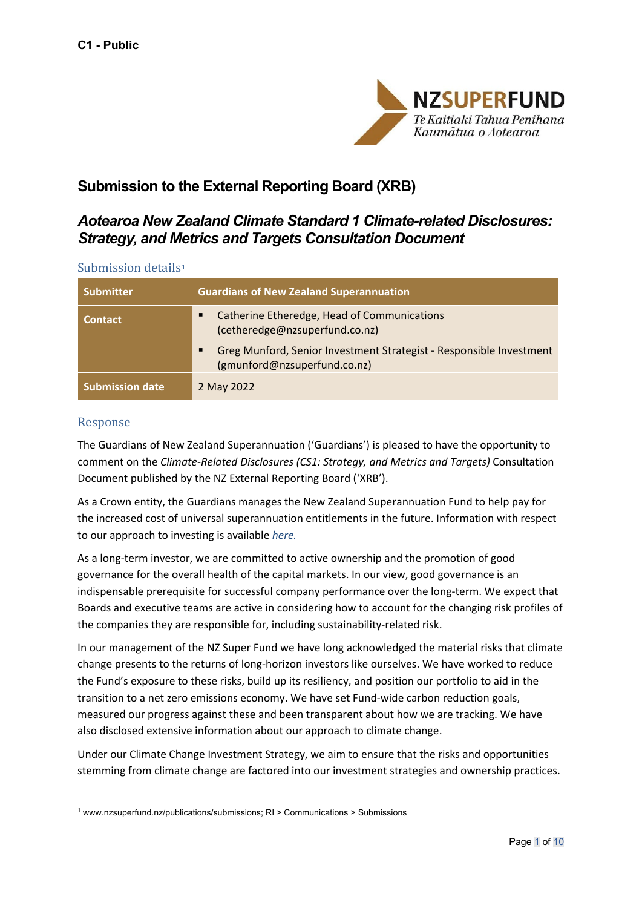C1 - Public

NZSUPERFUND
Te Kaitiaki Tahua Penihana Kaumātua o Aotearoa

# Submission to the External Reporting Board (XRB)

## *Aotearoa New Zealand Climate Standard 1 Climate-related Disclosures: Strategy, and Metrics and Targets Consultation Document*

### Submission details[1]

| Submitter | Guardians of New Zealand Superannuation |
|---|---|
| Contact | ▪ Catherine Etheredge, Head of Communications (cetheredge@nzsuperfund.co.nz)<br>▪ Greg Munford, Senior Investment Strategist - Responsible Investment (gmunford@nzsuperfund.co.nz) |
| Submission date | 2 May 2022 |

### Response

The Guardians of New Zealand Superannuation ('Guardians') is pleased to have the opportunity to comment on the *Climate-Related Disclosures (CS1: Strategy, and Metrics and Targets)* Consultation Document published by the NZ External Reporting Board ('XRB').

As a Crown entity, the Guardians manages the New Zealand Superannuation Fund to help pay for the increased cost of universal superannuation entitlements in the future. Information with respect to our approach to investing is available *here.*

As a long-term investor, we are committed to active ownership and the promotion of good governance for the overall health of the capital markets. In our view, good governance is an indispensable prerequisite for successful company performance over the long-term. We expect that Boards and executive teams are active in considering how to account for the changing risk profiles of the companies they are responsible for, including sustainability-related risk.

In our management of the NZ Super Fund we have long acknowledged the material risks that climate change presents to the returns of long-horizon investors like ourselves. We have worked to reduce the Fund's exposure to these risks, build up its resiliency, and position our portfolio to aid in the transition to a net zero emissions economy. We have set Fund-wide carbon reduction goals, measured our progress against these and been transparent about how we are tracking. We have also disclosed extensive information about our approach to climate change.

Under our Climate Change Investment Strategy, we aim to ensure that the risks and opportunities stemming from climate change are factored into our investment strategies and ownership practices.

[1] www.nzsuperfund.nz/publications/submissions; RI > Communications > Submissions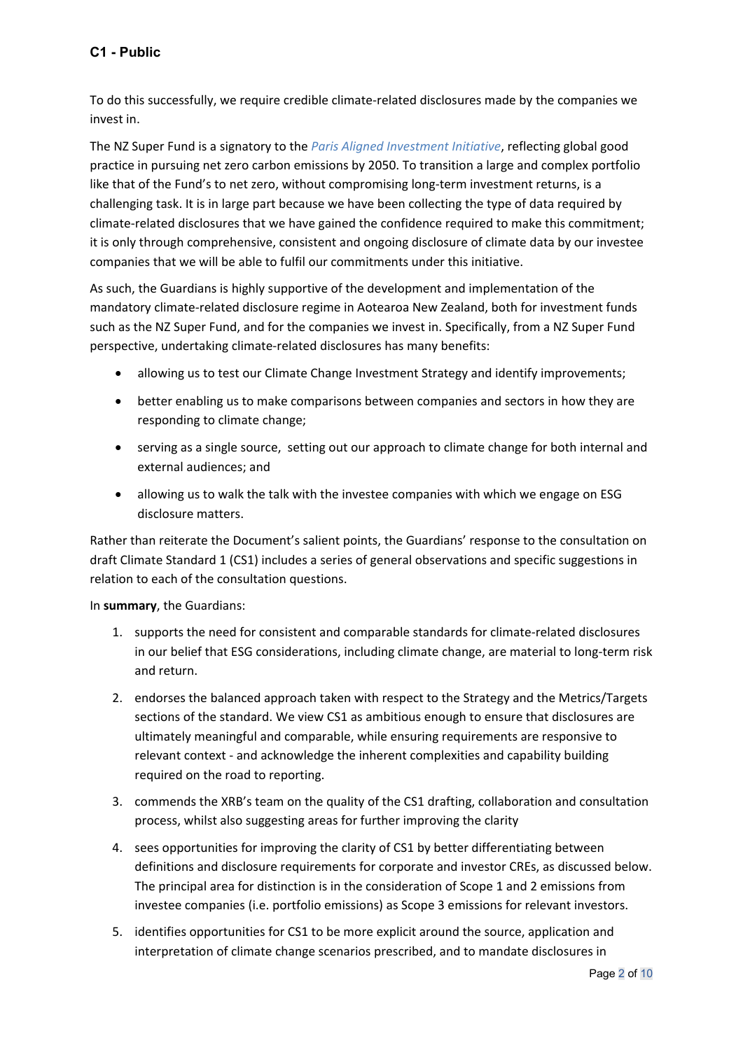To do this successfully, we require credible climate-related disclosures made by the companies we invest in.

The NZ Super Fund is a signatory to the *Paris Aligned Investment Initiative*, reflecting global good practice in pursuing net zero carbon emissions by 2050. To transition a large and complex portfolio like that of the Fund's to net zero, without compromising long-term investment returns, is a challenging task. It is in large part because we have been collecting the type of data required by climate-related disclosures that we have gained the confidence required to make this commitment; it is only through comprehensive, consistent and ongoing disclosure of climate data by our investee companies that we will be able to fulfil our commitments under this initiative.

As such, the Guardians is highly supportive of the development and implementation of the mandatory climate-related disclosure regime in Aotearoa New Zealand, both for investment funds such as the NZ Super Fund, and for the companies we invest in. Specifically, from a NZ Super Fund perspective, undertaking climate-related disclosures has many benefits:

- allowing us to test our Climate Change Investment Strategy and identify improvements;
- better enabling us to make comparisons between companies and sectors in how they are responding to climate change;
- serving as a single source, setting out our approach to climate change for both internal and external audiences; and
- allowing us to walk the talk with the investee companies with which we engage on ESG disclosure matters.

Rather than reiterate the Document's salient points, the Guardians' response to the consultation on draft Climate Standard 1 (CS1) includes a series of general observations and specific suggestions in relation to each of the consultation questions.

In **summary**, the Guardians:

1. supports the need for consistent and comparable standards for climate-related disclosures in our belief that ESG considerations, including climate change, are material to long-term risk and return.
2. endorses the balanced approach taken with respect to the Strategy and the Metrics/Targets sections of the standard. We view CS1 as ambitious enough to ensure that disclosures are ultimately meaningful and comparable, while ensuring requirements are responsive to relevant context - and acknowledge the inherent complexities and capability building required on the road to reporting.
3. commends the XRB's team on the quality of the CS1 drafting, collaboration and consultation process, whilst also suggesting areas for further improving the clarity
4. sees opportunities for improving the clarity of CS1 by better differentiating between definitions and disclosure requirements for corporate and investor CREs, as discussed below. The principal area for distinction is in the consideration of Scope 1 and 2 emissions from investee companies (i.e. portfolio emissions) as Scope 3 emissions for relevant investors.
5. identifies opportunities for CS1 to be more explicit around the source, application and interpretation of climate change scenarios prescribed, and to mandate disclosures in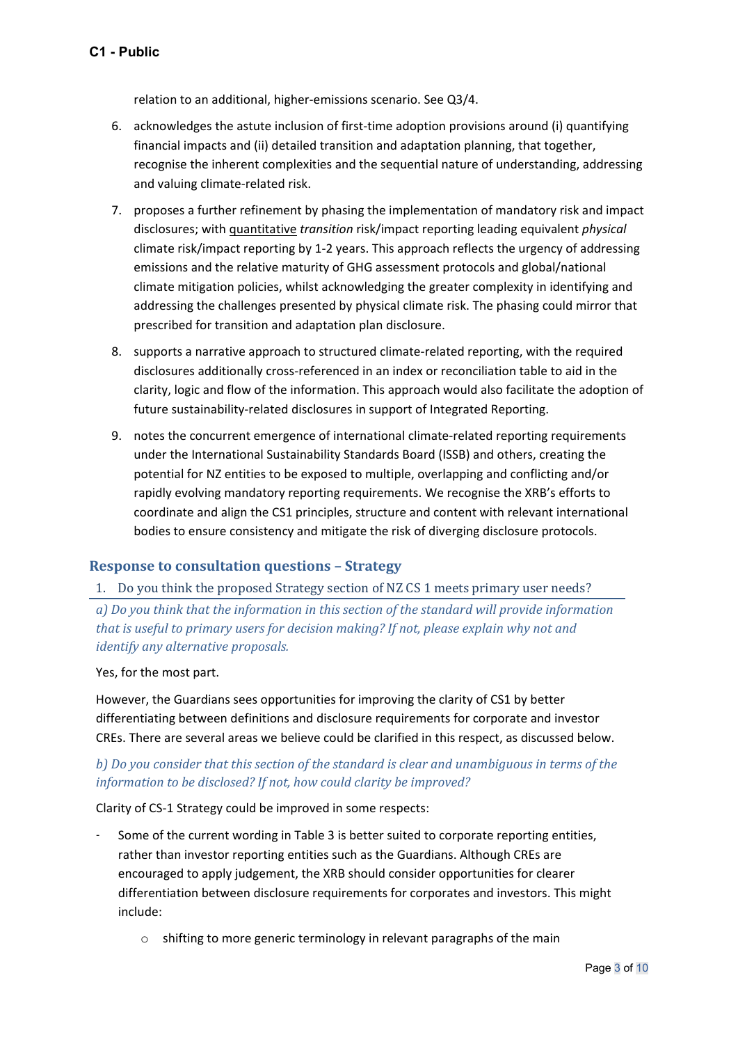relation to an additional, higher-emissions scenario. See Q3/4.

6. acknowledges the astute inclusion of first-time adoption provisions around (i) quantifying financial impacts and (ii) detailed transition and adaptation planning, that together, recognise the inherent complexities and the sequential nature of understanding, addressing and valuing climate-related risk.
7. proposes a further refinement by phasing the implementation of mandatory risk and impact disclosures; with quantitative *transition* risk/impact reporting leading equivalent *physical* climate risk/impact reporting by 1-2 years. This approach reflects the urgency of addressing emissions and the relative maturity of GHG assessment protocols and global/national climate mitigation policies, whilst acknowledging the greater complexity in identifying and addressing the challenges presented by physical climate risk. The phasing could mirror that prescribed for transition and adaptation plan disclosure.
8. supports a narrative approach to structured climate-related reporting, with the required disclosures additionally cross-referenced in an index or reconciliation table to aid in the clarity, logic and flow of the information. This approach would also facilitate the adoption of future sustainability-related disclosures in support of Integrated Reporting.
9. notes the concurrent emergence of international climate-related reporting requirements under the International Sustainability Standards Board (ISSB) and others, creating the potential for NZ entities to be exposed to multiple, overlapping and conflicting and/or rapidly evolving mandatory reporting requirements. We recognise the XRB's efforts to coordinate and align the CS1 principles, structure and content with relevant international bodies to ensure consistency and mitigate the risk of diverging disclosure protocols.

## Response to consultation questions – Strategy

### 1. Do you think the proposed Strategy section of NZ CS 1 meets primary user needs?

*a) Do you think that the information in this section of the standard will provide information that is useful to primary users for decision making? If not, please explain why not and identify any alternative proposals.*

Yes, for the most part.

However, the Guardians sees opportunities for improving the clarity of CS1 by better differentiating between definitions and disclosure requirements for corporate and investor CREs. There are several areas we believe could be clarified in this respect, as discussed below.

*b) Do you consider that this section of the standard is clear and unambiguous in terms of the information to be disclosed? If not, how could clarity be improved?*

Clarity of CS-1 Strategy could be improved in some respects:

- Some of the current wording in Table 3 is better suited to corporate reporting entities, rather than investor reporting entities such as the Guardians. Although CREs are encouraged to apply judgement, the XRB should consider opportunities for clearer differentiation between disclosure requirements for corporates and investors. This might include:
    - shifting to more generic terminology in relevant paragraphs of the main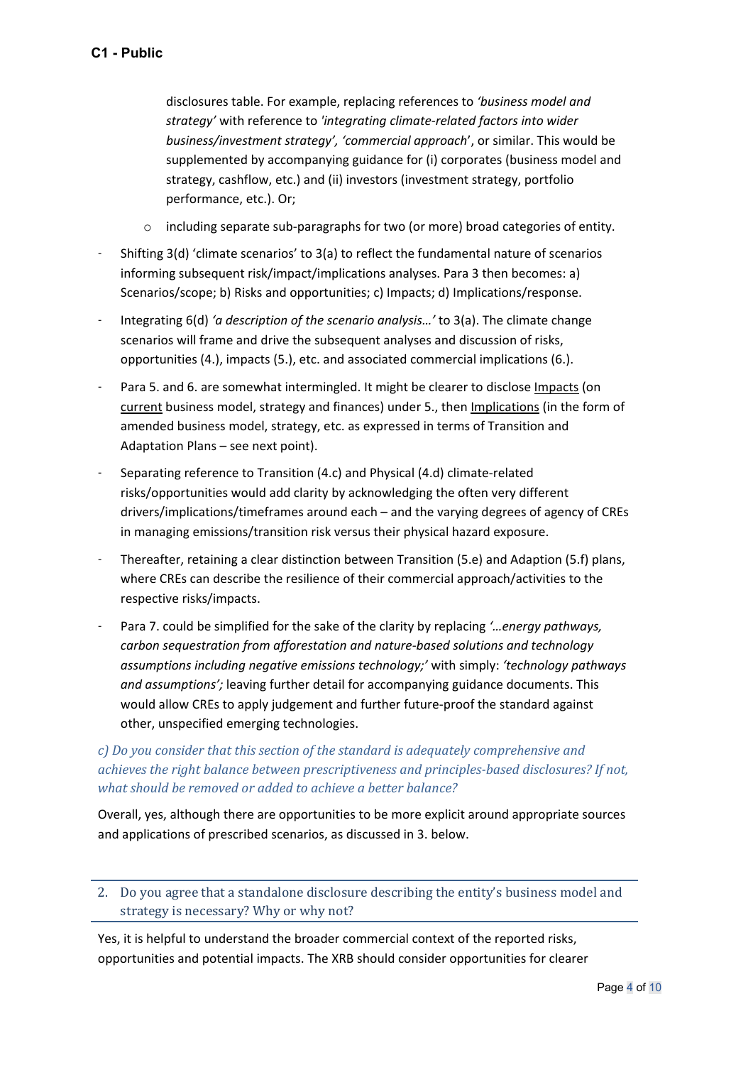disclosures table. For example, replacing references to *'business model and strategy'* with reference to *'integrating climate-related factors into wider business/investment strategy', 'commercial approach'*, or similar. This would be supplemented by accompanying guidance for (i) corporates (business model and strategy, cashflow, etc.) and (ii) investors (investment strategy, portfolio performance, etc.). Or;

  - including separate sub-paragraphs for two (or more) broad categories of entity.

- Shifting 3(d) 'climate scenarios' to 3(a) to reflect the fundamental nature of scenarios informing subsequent risk/impact/implications analyses. Para 3 then becomes: a) Scenarios/scope; b) Risks and opportunities; c) Impacts; d) Implications/response.
- Integrating 6(d) *'a description of the scenario analysis…'* to 3(a). The climate change scenarios will frame and drive the subsequent analyses and discussion of risks, opportunities (4.), impacts (5.), etc. and associated commercial implications (6.).
- Para 5. and 6. are somewhat intermingled. It might be clearer to disclose <u>Impacts</u> (on <u>current</u> business model, strategy and finances) under 5., then <u>Implications</u> (in the form of amended business model, strategy, etc. as expressed in terms of Transition and Adaptation Plans – see next point).
- Separating reference to Transition (4.c) and Physical (4.d) climate-related risks/opportunities would add clarity by acknowledging the often very different drivers/implications/timeframes around each – and the varying degrees of agency of CREs in managing emissions/transition risk versus their physical hazard exposure.
- Thereafter, retaining a clear distinction between Transition (5.e) and Adaption (5.f) plans, where CREs can describe the resilience of their commercial approach/activities to the respective risks/impacts.
- Para 7. could be simplified for the sake of the clarity by replacing *'…energy pathways, carbon sequestration from afforestation and nature-based solutions and technology assumptions including negative emissions technology;'* with simply: *'technology pathways and assumptions';* leaving further detail for accompanying guidance documents. This would allow CREs to apply judgement and further future-proof the standard against other, unspecified emerging technologies.

*c) Do you consider that this section of the standard is adequately comprehensive and achieves the right balance between prescriptiveness and principles-based disclosures? If not, what should be removed or added to achieve a better balance?*

Overall, yes, although there are opportunities to be more explicit around appropriate sources and applications of prescribed scenarios, as discussed in 3. below.

## 2. Do you agree that a standalone disclosure describing the entity's business model and strategy is necessary? Why or why not?

Yes, it is helpful to understand the broader commercial context of the reported risks, opportunities and potential impacts. The XRB should consider opportunities for clearer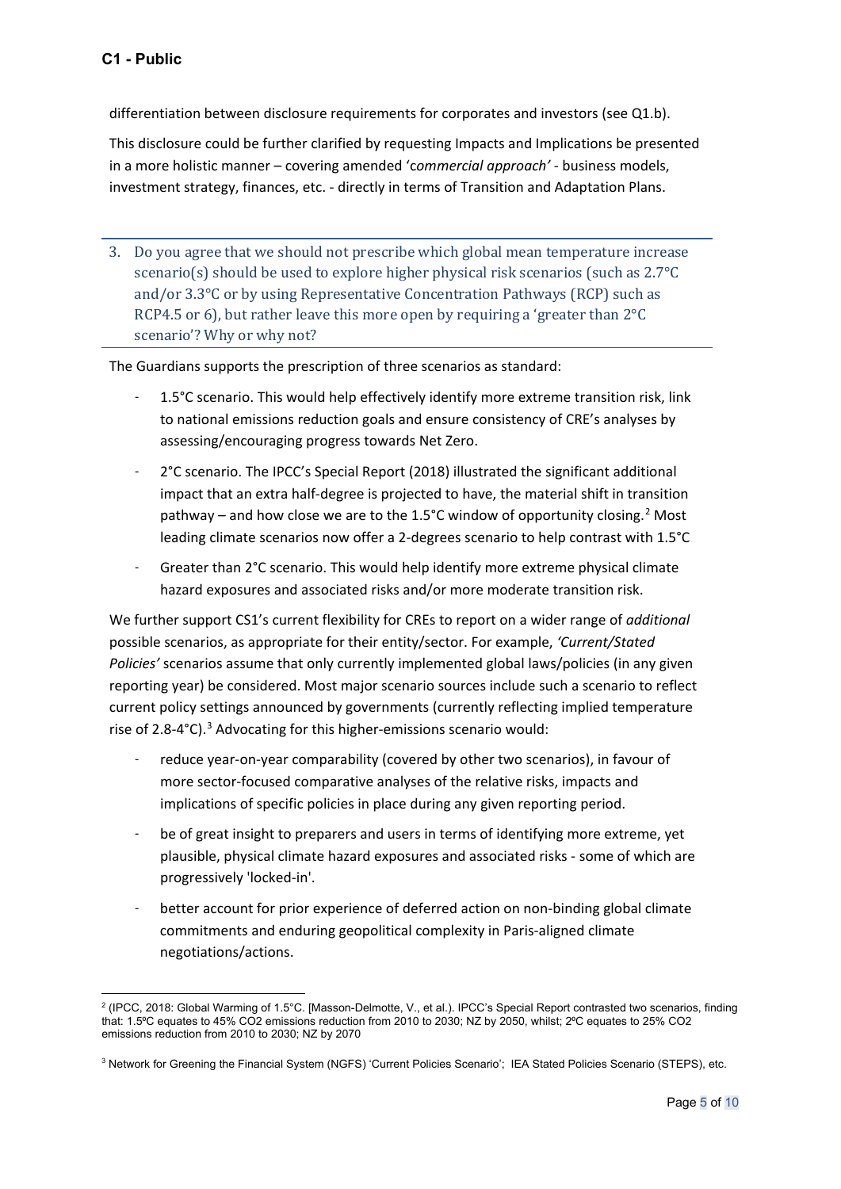differentiation between disclosure requirements for corporates and investors (see Q1.b).

This disclosure could be further clarified by requesting Impacts and Implications be presented in a more holistic manner – covering amended '*commercial approach'* - business models, investment strategy, finances, etc. - directly in terms of Transition and Adaptation Plans.

### 3. Do you agree that we should not prescribe which global mean temperature increase scenario(s) should be used to explore higher physical risk scenarios (such as 2.7°C and/or 3.3°C or by using Representative Concentration Pathways (RCP) such as RCP4.5 or 6), but rather leave this more open by requiring a 'greater than 2°C scenario'? Why or why not?

The Guardians supports the prescription of three scenarios as standard:

- 1.5°C scenario. This would help effectively identify more extreme transition risk, link to national emissions reduction goals and ensure consistency of CRE's analyses by assessing/encouraging progress towards Net Zero.
- 2°C scenario. The IPCC's Special Report (2018) illustrated the significant additional impact that an extra half-degree is projected to have, the material shift in transition pathway – and how close we are to the 1.5°C window of opportunity closing.[2] Most leading climate scenarios now offer a 2-degrees scenario to help contrast with 1.5°C
- Greater than 2°C scenario. This would help identify more extreme physical climate hazard exposures and associated risks and/or more moderate transition risk.

We further support CS1's current flexibility for CREs to report on a wider range of *additional* possible scenarios, as appropriate for their entity/sector. For example, *'Current/Stated Policies'* scenarios assume that only currently implemented global laws/policies (in any given reporting year) be considered. Most major scenario sources include such a scenario to reflect current policy settings announced by governments (currently reflecting implied temperature rise of 2.8-4°C).[3] Advocating for this higher-emissions scenario would:

- reduce year-on-year comparability (covered by other two scenarios), in favour of more sector-focused comparative analyses of the relative risks, impacts and implications of specific policies in place during any given reporting period.
- be of great insight to preparers and users in terms of identifying more extreme, yet plausible, physical climate hazard exposures and associated risks - some of which are progressively 'locked-in'.
- better account for prior experience of deferred action on non-binding global climate commitments and enduring geopolitical complexity in Paris-aligned climate negotiations/actions.

---

[2] (IPCC, 2018: Global Warming of 1.5°C. [Masson-Delmotte, V., et al.). IPCC's Special Report contrasted two scenarios, finding that: 1.5ºC equates to 45% $CO_2$ emissions reduction from 2010 to 2030; NZ by 2050, whilst; 2ºC equates to 25% $CO_2$ emissions reduction from 2010 to 2030; NZ by 2070

[3] Network for Greening the Financial System (NGFS) 'Current Policies Scenario'; IEA Stated Policies Scenario (STEPS), etc.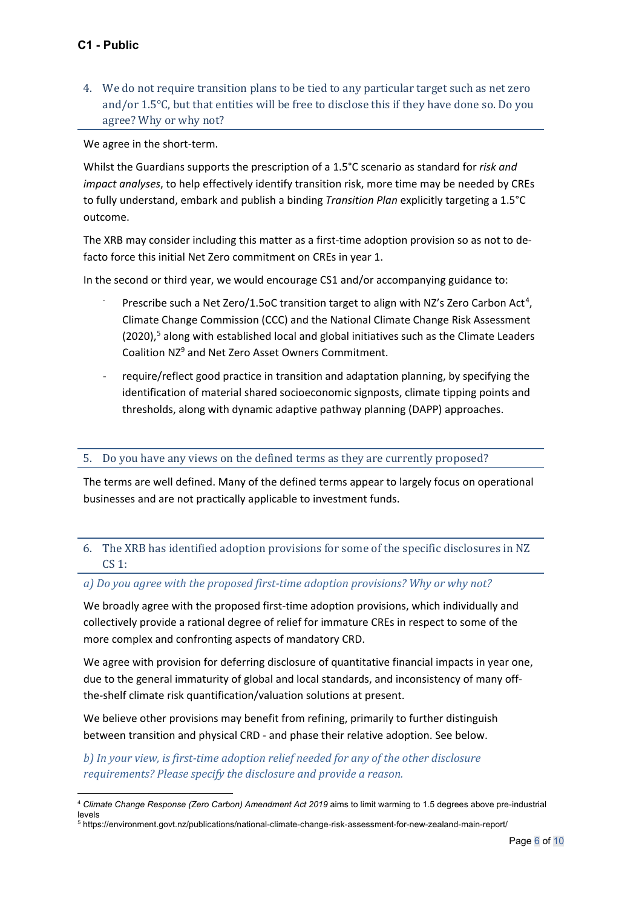4. We do not require transition plans to be tied to any particular target such as net zero and/or 1.5°C, but that entities will be free to disclose this if they have done so. Do you agree? Why or why not?

We agree in the short-term.

Whilst the Guardians supports the prescription of a 1.5°C scenario as standard for *risk and impact analyses*, to help effectively identify transition risk, more time may be needed by CREs to fully understand, embark and publish a binding *Transition Plan* explicitly targeting a 1.5°C outcome.

The XRB may consider including this matter as a first-time adoption provision so as not to de-facto force this initial Net Zero commitment on CREs in year 1.

In the second or third year, we would encourage CS1 and/or accompanying guidance to:

- Prescribe such a Net Zero/1.5oC transition target to align with NZ's Zero Carbon Act[4], Climate Change Commission (CCC) and the National Climate Change Risk Assessment (2020),[5] along with established local and global initiatives such as the Climate Leaders Coalition NZ[9] and Net Zero Asset Owners Commitment.
- require/reflect good practice in transition and adaptation planning, by specifying the identification of material shared socioeconomic signposts, climate tipping points and thresholds, along with dynamic adaptive pathway planning (DAPP) approaches.

5. Do you have any views on the defined terms as they are currently proposed?

The terms are well defined. Many of the defined terms appear to largely focus on operational businesses and are not practically applicable to investment funds.

6. The XRB has identified adoption provisions for some of the specific disclosures in NZ CS 1:

*a) Do you agree with the proposed first-time adoption provisions? Why or why not?*

We broadly agree with the proposed first-time adoption provisions, which individually and collectively provide a rational degree of relief for immature CREs in respect to some of the more complex and confronting aspects of mandatory CRD.

We agree with provision for deferring disclosure of quantitative financial impacts in year one, due to the general immaturity of global and local standards, and inconsistency of many off-the-shelf climate risk quantification/valuation solutions at present.

We believe other provisions may benefit from refining, primarily to further distinguish between transition and physical CRD - and phase their relative adoption. See below.

*b) In your view, is first-time adoption relief needed for any of the other disclosure requirements? Please specify the disclosure and provide a reason.*

---

[4] *Climate Change Response (Zero Carbon) Amendment Act 2019* aims to limit warming to 1.5 degrees above pre-industrial levels

[5] https://environment.govt.nz/publications/national-climate-change-risk-assessment-for-new-zealand-main-report/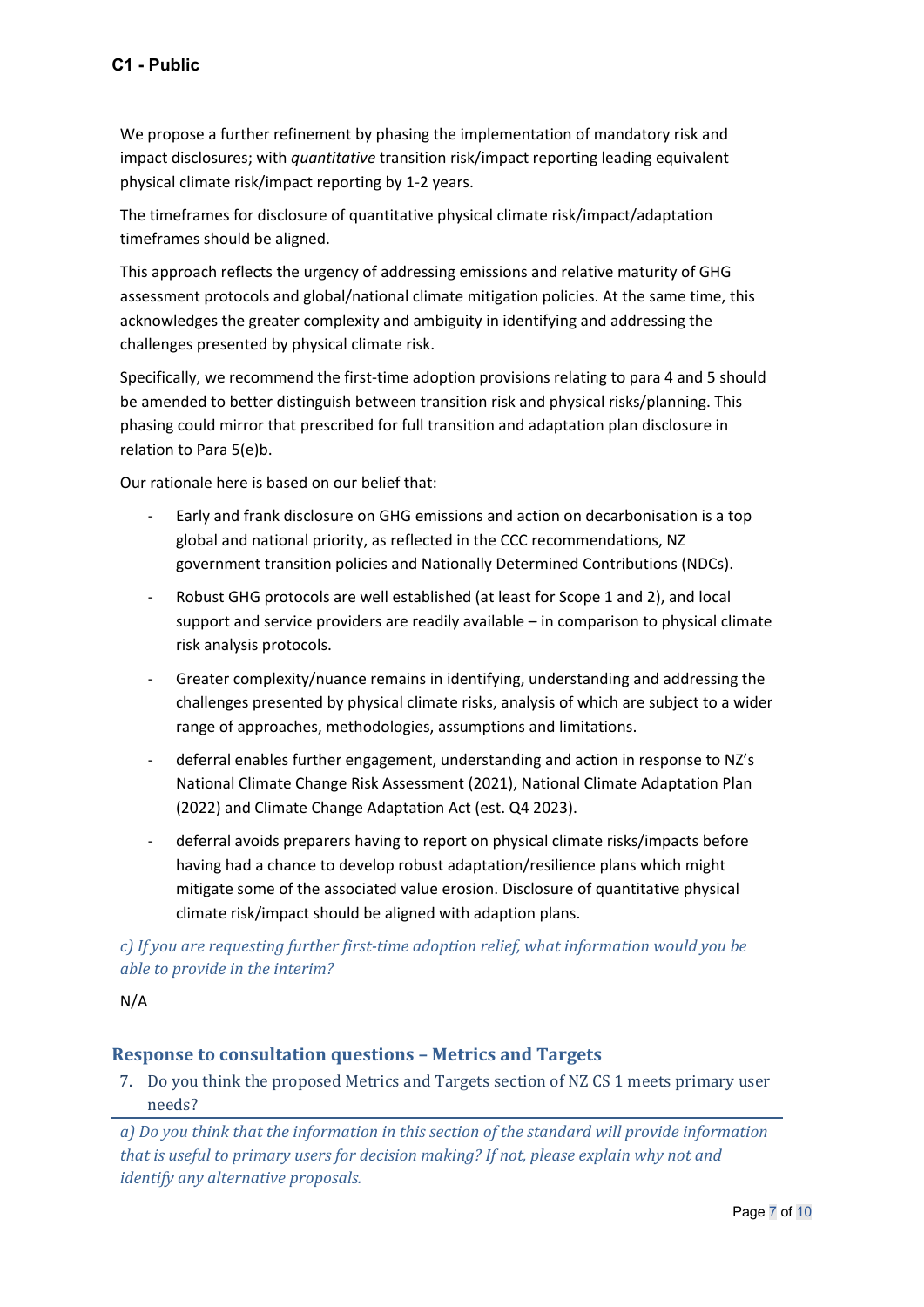We propose a further refinement by phasing the implementation of mandatory risk and impact disclosures; with *quantitative* transition risk/impact reporting leading equivalent physical climate risk/impact reporting by 1-2 years.

The timeframes for disclosure of quantitative physical climate risk/impact/adaptation timeframes should be aligned.

This approach reflects the urgency of addressing emissions and relative maturity of GHG assessment protocols and global/national climate mitigation policies. At the same time, this acknowledges the greater complexity and ambiguity in identifying and addressing the challenges presented by physical climate risk.

Specifically, we recommend the first-time adoption provisions relating to para 4 and 5 should be amended to better distinguish between transition risk and physical risks/planning. This phasing could mirror that prescribed for full transition and adaptation plan disclosure in relation to Para 5(e)b.

Our rationale here is based on our belief that:

- Early and frank disclosure on GHG emissions and action on decarbonisation is a top global and national priority, as reflected in the CCC recommendations, NZ government transition policies and Nationally Determined Contributions (NDCs).
- Robust GHG protocols are well established (at least for Scope 1 and 2), and local support and service providers are readily available – in comparison to physical climate risk analysis protocols.
- Greater complexity/nuance remains in identifying, understanding and addressing the challenges presented by physical climate risks, analysis of which are subject to a wider range of approaches, methodologies, assumptions and limitations.
- deferral enables further engagement, understanding and action in response to NZ's National Climate Change Risk Assessment (2021), National Climate Adaptation Plan (2022) and Climate Change Adaptation Act (est. Q4 2023).
- deferral avoids preparers having to report on physical climate risks/impacts before having had a chance to develop robust adaptation/resilience plans which might mitigate some of the associated value erosion. Disclosure of quantitative physical climate risk/impact should be aligned with adaption plans.

*c) If you are requesting further first-time adoption relief, what information would you be able to provide in the interim?*

N/A

## Response to consultation questions – Metrics and Targets

7. Do you think the proposed Metrics and Targets section of NZ CS 1 meets primary user needs?

*a) Do you think that the information in this section of the standard will provide information that is useful to primary users for decision making? If not, please explain why not and identify any alternative proposals.*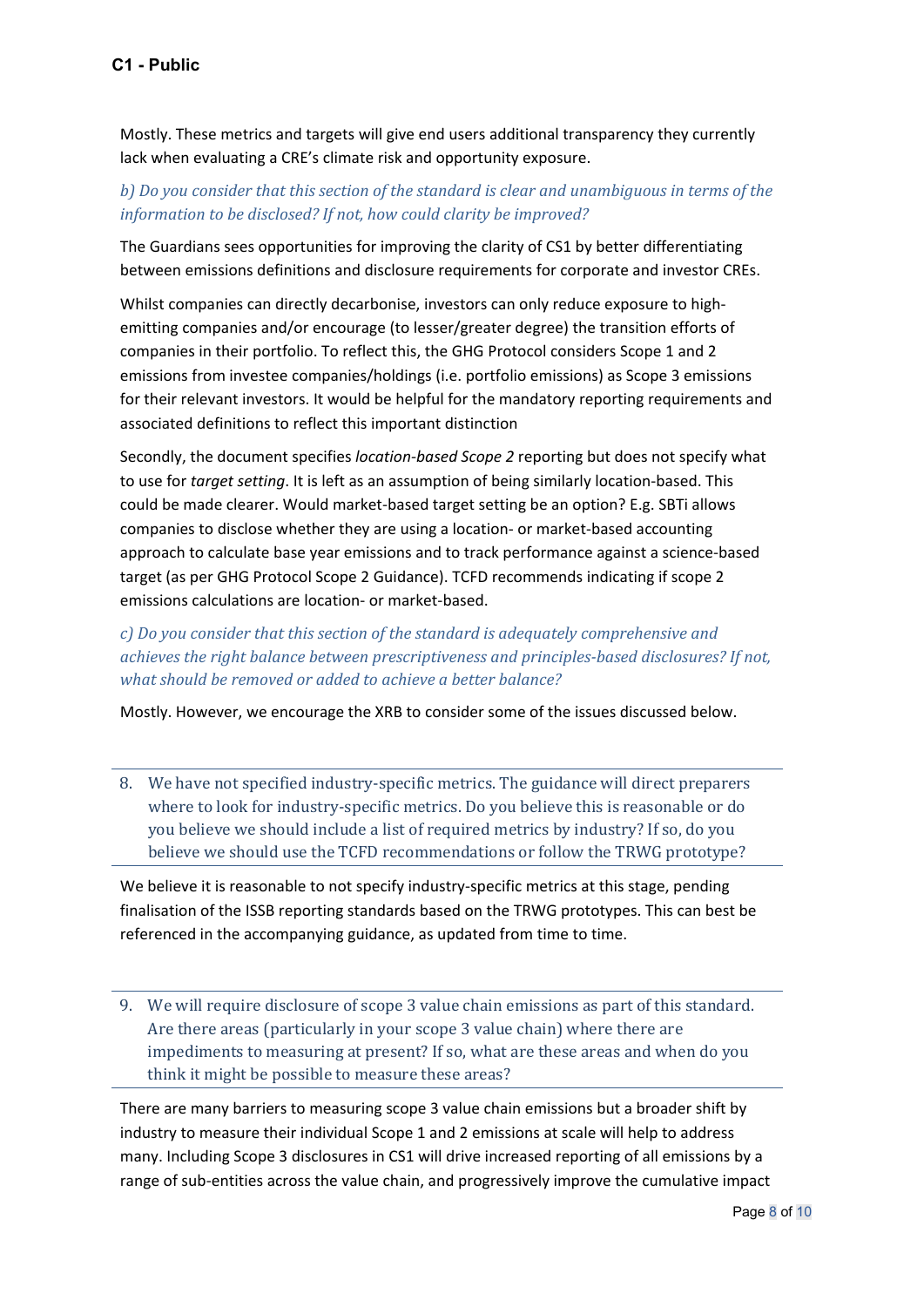Mostly. These metrics and targets will give end users additional transparency they currently lack when evaluating a CRE's climate risk and opportunity exposure.

*b) Do you consider that this section of the standard is clear and unambiguous in terms of the information to be disclosed? If not, how could clarity be improved?*

The Guardians sees opportunities for improving the clarity of CS1 by better differentiating between emissions definitions and disclosure requirements for corporate and investor CREs.

Whilst companies can directly decarbonise, investors can only reduce exposure to high-emitting companies and/or encourage (to lesser/greater degree) the transition efforts of companies in their portfolio. To reflect this, the GHG Protocol considers Scope 1 and 2 emissions from investee companies/holdings (i.e. portfolio emissions) as Scope 3 emissions for their relevant investors. It would be helpful for the mandatory reporting requirements and associated definitions to reflect this important distinction

Secondly, the document specifies *location-based Scope 2* reporting but does not specify what to use for *target setting*. It is left as an assumption of being similarly location-based. This could be made clearer. Would market-based target setting be an option? E.g. SBTi allows companies to disclose whether they are using a location- or market-based accounting approach to calculate base year emissions and to track performance against a science-based target (as per GHG Protocol Scope 2 Guidance). TCFD recommends indicating if scope 2 emissions calculations are location- or market-based.

*c) Do you consider that this section of the standard is adequately comprehensive and achieves the right balance between prescriptiveness and principles-based disclosures? If not, what should be removed or added to achieve a better balance?*

Mostly. However, we encourage the XRB to consider some of the issues discussed below.

8. We have not specified industry-specific metrics. The guidance will direct preparers where to look for industry-specific metrics. Do you believe this is reasonable or do you believe we should include a list of required metrics by industry? If so, do you believe we should use the TCFD recommendations or follow the TRWG prototype?

We believe it is reasonable to not specify industry-specific metrics at this stage, pending finalisation of the ISSB reporting standards based on the TRWG prototypes. This can best be referenced in the accompanying guidance, as updated from time to time.

9. We will require disclosure of scope 3 value chain emissions as part of this standard. Are there areas (particularly in your scope 3 value chain) where there are impediments to measuring at present? If so, what are these areas and when do you think it might be possible to measure these areas?

There are many barriers to measuring scope 3 value chain emissions but a broader shift by industry to measure their individual Scope 1 and 2 emissions at scale will help to address many. Including Scope 3 disclosures in CS1 will drive increased reporting of all emissions by a range of sub-entities across the value chain, and progressively improve the cumulative impact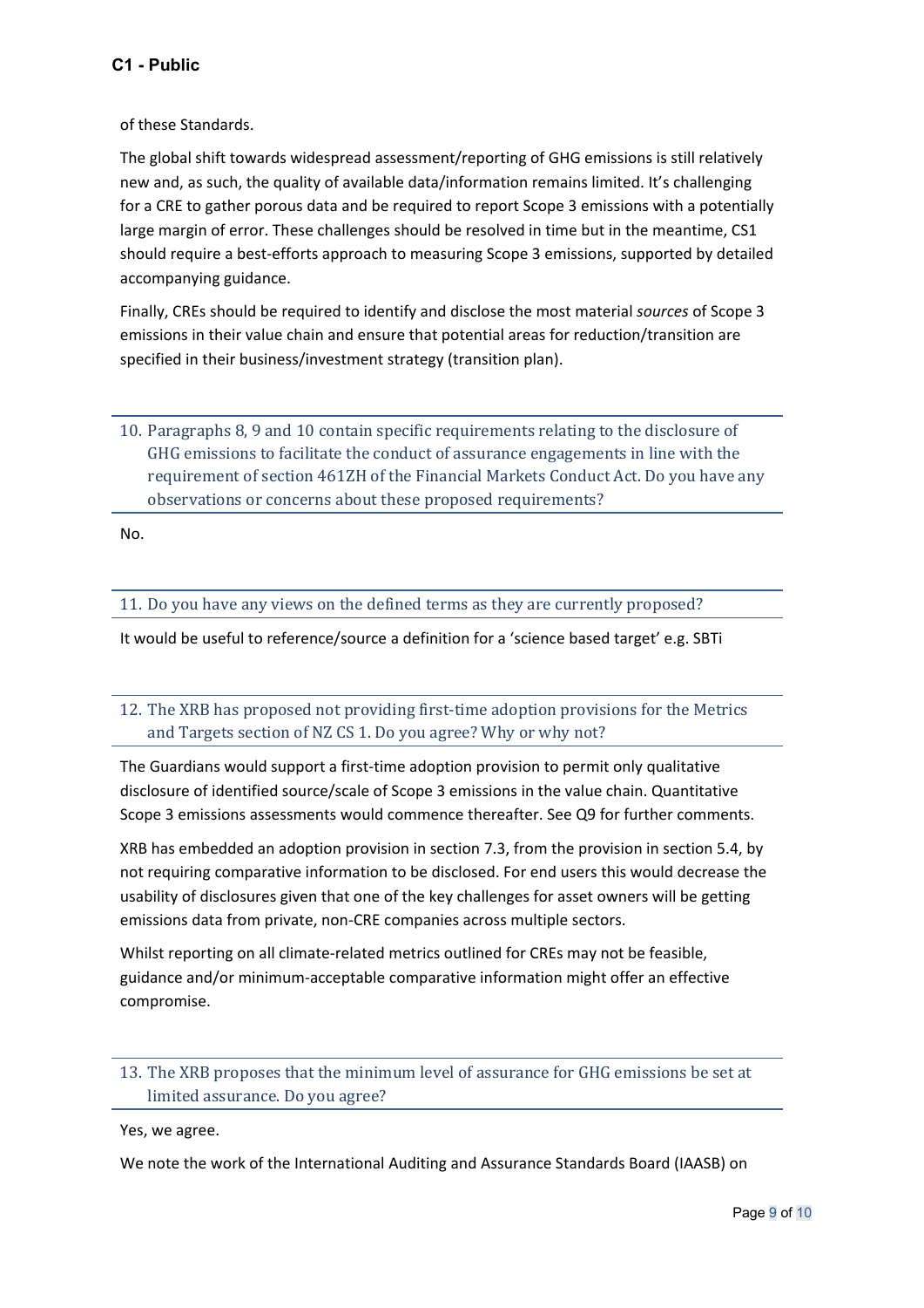of these Standards.

The global shift towards widespread assessment/reporting of GHG emissions is still relatively new and, as such, the quality of available data/information remains limited. It's challenging for a CRE to gather porous data and be required to report Scope 3 emissions with a potentially large margin of error. These challenges should be resolved in time but in the meantime, CS1 should require a best-efforts approach to measuring Scope 3 emissions, supported by detailed accompanying guidance.

Finally, CREs should be required to identify and disclose the most material *sources* of Scope 3 emissions in their value chain and ensure that potential areas for reduction/transition are specified in their business/investment strategy (transition plan).

### 10. Paragraphs 8, 9 and 10 contain specific requirements relating to the disclosure of GHG emissions to facilitate the conduct of assurance engagements in line with the requirement of section 461ZH of the Financial Markets Conduct Act. Do you have any observations or concerns about these proposed requirements?

No.

### 11. Do you have any views on the defined terms as they are currently proposed?

It would be useful to reference/source a definition for a 'science based target' e.g. SBTi

### 12. The XRB has proposed not providing first-time adoption provisions for the Metrics and Targets section of NZ CS 1. Do you agree? Why or why not?

The Guardians would support a first-time adoption provision to permit only qualitative disclosure of identified source/scale of Scope 3 emissions in the value chain. Quantitative Scope 3 emissions assessments would commence thereafter. See Q9 for further comments.

XRB has embedded an adoption provision in section 7.3, from the provision in section 5.4, by not requiring comparative information to be disclosed. For end users this would decrease the usability of disclosures given that one of the key challenges for asset owners will be getting emissions data from private, non-CRE companies across multiple sectors.

Whilst reporting on all climate-related metrics outlined for CREs may not be feasible, guidance and/or minimum-acceptable comparative information might offer an effective compromise.

### 13. The XRB proposes that the minimum level of assurance for GHG emissions be set at limited assurance. Do you agree?

Yes, we agree.

We note the work of the International Auditing and Assurance Standards Board (IAASB) on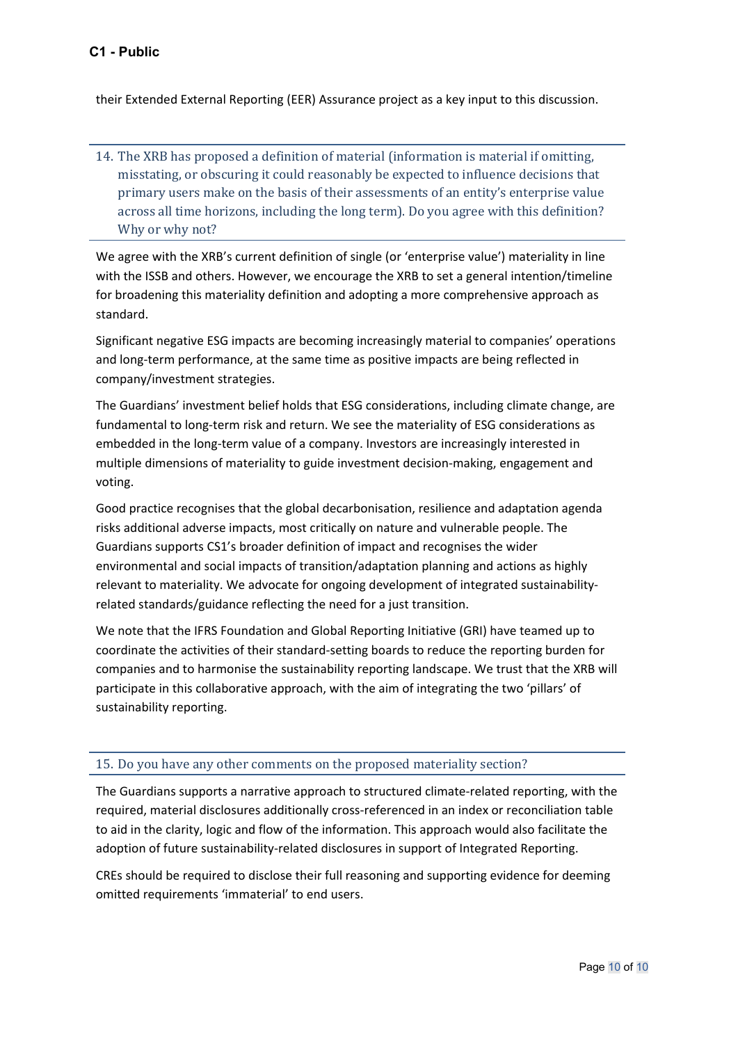their Extended External Reporting (EER) Assurance project as a key input to this discussion.

### 14. The XRB has proposed a definition of material (information is material if omitting, misstating, or obscuring it could reasonably be expected to influence decisions that primary users make on the basis of their assessments of an entity's enterprise value across all time horizons, including the long term). Do you agree with this definition? Why or why not?

We agree with the XRB's current definition of single (or 'enterprise value') materiality in line with the ISSB and others. However, we encourage the XRB to set a general intention/timeline for broadening this materiality definition and adopting a more comprehensive approach as standard.

Significant negative ESG impacts are becoming increasingly material to companies' operations and long-term performance, at the same time as positive impacts are being reflected in company/investment strategies.

The Guardians' investment belief holds that ESG considerations, including climate change, are fundamental to long-term risk and return. We see the materiality of ESG considerations as embedded in the long-term value of a company. Investors are increasingly interested in multiple dimensions of materiality to guide investment decision-making, engagement and voting.

Good practice recognises that the global decarbonisation, resilience and adaptation agenda risks additional adverse impacts, most critically on nature and vulnerable people. The Guardians supports CS1's broader definition of impact and recognises the wider environmental and social impacts of transition/adaptation planning and actions as highly relevant to materiality. We advocate for ongoing development of integrated sustainability-related standards/guidance reflecting the need for a just transition.

We note that the IFRS Foundation and Global Reporting Initiative (GRI) have teamed up to coordinate the activities of their standard-setting boards to reduce the reporting burden for companies and to harmonise the sustainability reporting landscape. We trust that the XRB will participate in this collaborative approach, with the aim of integrating the two 'pillars' of sustainability reporting.

### 15. Do you have any other comments on the proposed materiality section?

The Guardians supports a narrative approach to structured climate-related reporting, with the required, material disclosures additionally cross-referenced in an index or reconciliation table to aid in the clarity, logic and flow of the information. This approach would also facilitate the adoption of future sustainability-related disclosures in support of Integrated Reporting.

CREs should be required to disclose their full reasoning and supporting evidence for deeming omitted requirements 'immaterial' to end users.